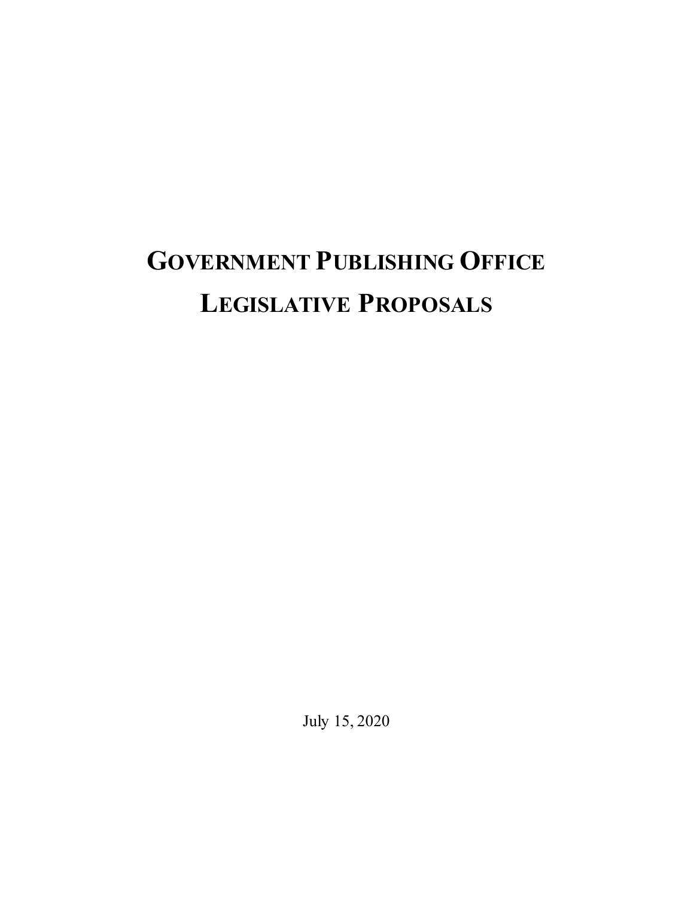# Government Publishing Office Legislative Proposals

July 15, 2020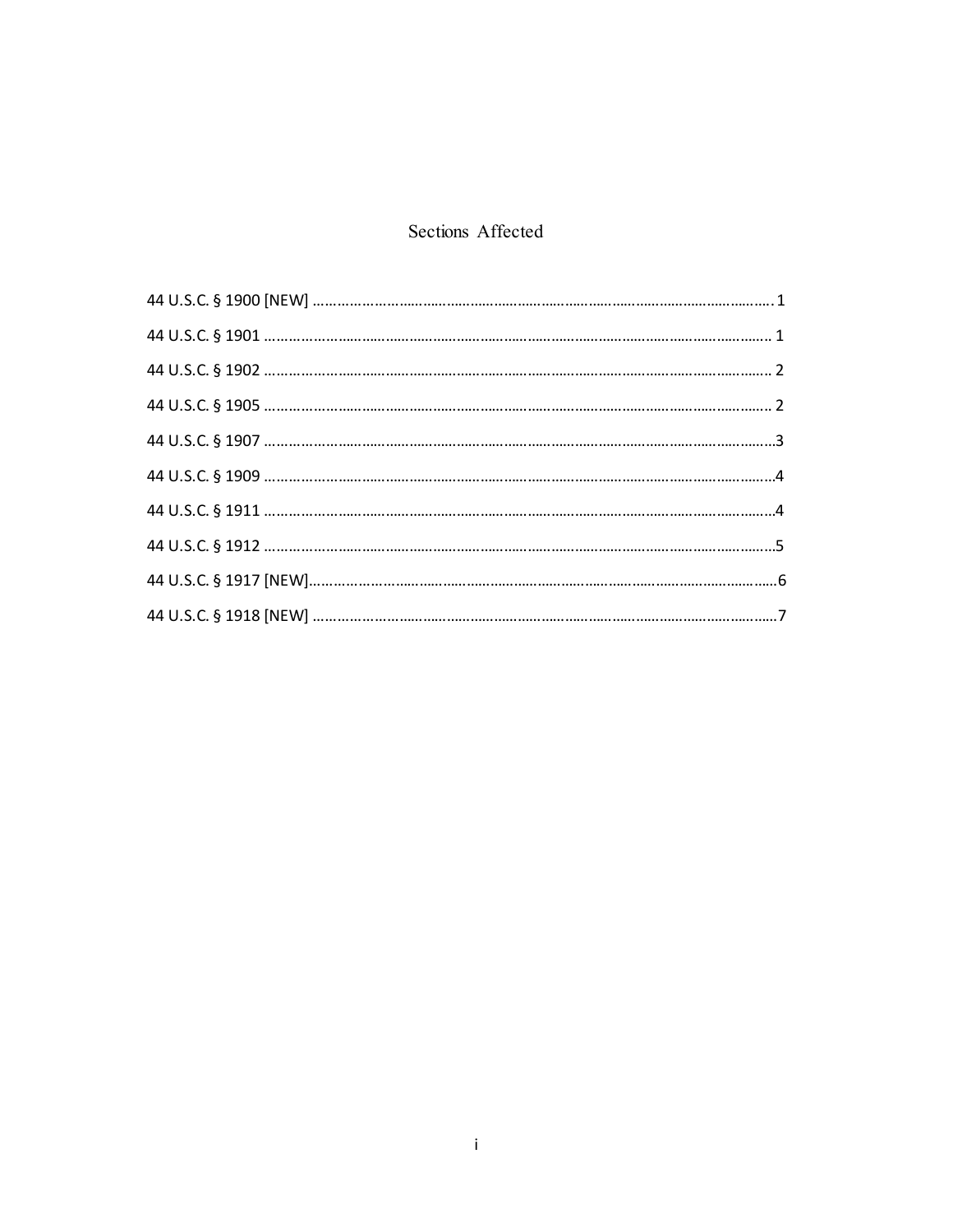# Sections Affected

44 U.S.C. § 1900 [NEW] ........................................................................................................ 1

44 U.S.C. § 1901 ................................................................................................................. 1

44 U.S.C. § 1902 ................................................................................................................. 2

44 U.S.C. § 1905 ................................................................................................................. 2

44 U.S.C. § 1907 .................................................................................................................3

44 U.S.C. § 1909 .................................................................................................................4

44 U.S.C. § 1911 .................................................................................................................4

44 U.S.C. § 1912 .................................................................................................................5

44 U.S.C. § 1917 [NEW].......................................................................................................6

44 U.S.C. § 1918 [NEW] .......................................................................................................7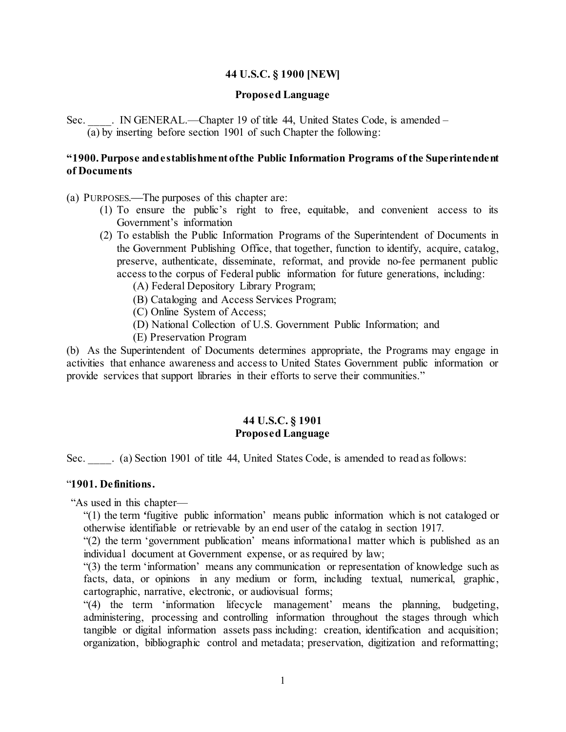**44 U.S.C. § 1900 [NEW]**

**Proposed Language**

Sec. ____. IN GENERAL.—Chapter 19 of title 44, United States Code, is amended –
(a) by inserting before section 1901 of such Chapter the following:

**"1900. Purpose and establishment of the Public Information Programs of the Superintendent of Documents**

(a) PURPOSES.—The purposes of this chapter are:

(1) To ensure the public's right to free, equitable, and convenient access to its Government's information

(2) To establish the Public Information Programs of the Superintendent of Documents in the Government Publishing Office, that together, function to identify, acquire, catalog, preserve, authenticate, disseminate, reformat, and provide no-fee permanent public access to the corpus of Federal public information for future generations, including:

(A) Federal Depository Library Program;
(B) Cataloging and Access Services Program;
(C) Online System of Access;
(D) National Collection of U.S. Government Public Information; and
(E) Preservation Program

(b) As the Superintendent of Documents determines appropriate, the Programs may engage in activities that enhance awareness and access to United States Government public information or provide services that support libraries in their efforts to serve their communities."

**44 U.S.C. § 1901**
**Proposed Language**

Sec. ____. (a) Section 1901 of title 44, United States Code, is amended to read as follows:

"**1901. Definitions.**

"As used in this chapter—

"(1) the term 'fugitive public information' means public information which is not cataloged or otherwise identifiable or retrievable by an end user of the catalog in section 1917.

"(2) the term 'government publication' means informational matter which is published as an individual document at Government expense, or as required by law;

"(3) the term 'information' means any communication or representation of knowledge such as facts, data, or opinions in any medium or form, including textual, numerical, graphic, cartographic, narrative, electronic, or audiovisual forms;

"(4) the term 'information lifecycle management' means the planning, budgeting, administering, processing and controlling information throughout the stages through which tangible or digital information assets pass including: creation, identification and acquisition; organization, bibliographic control and metadata; preservation, digitization and reformatting;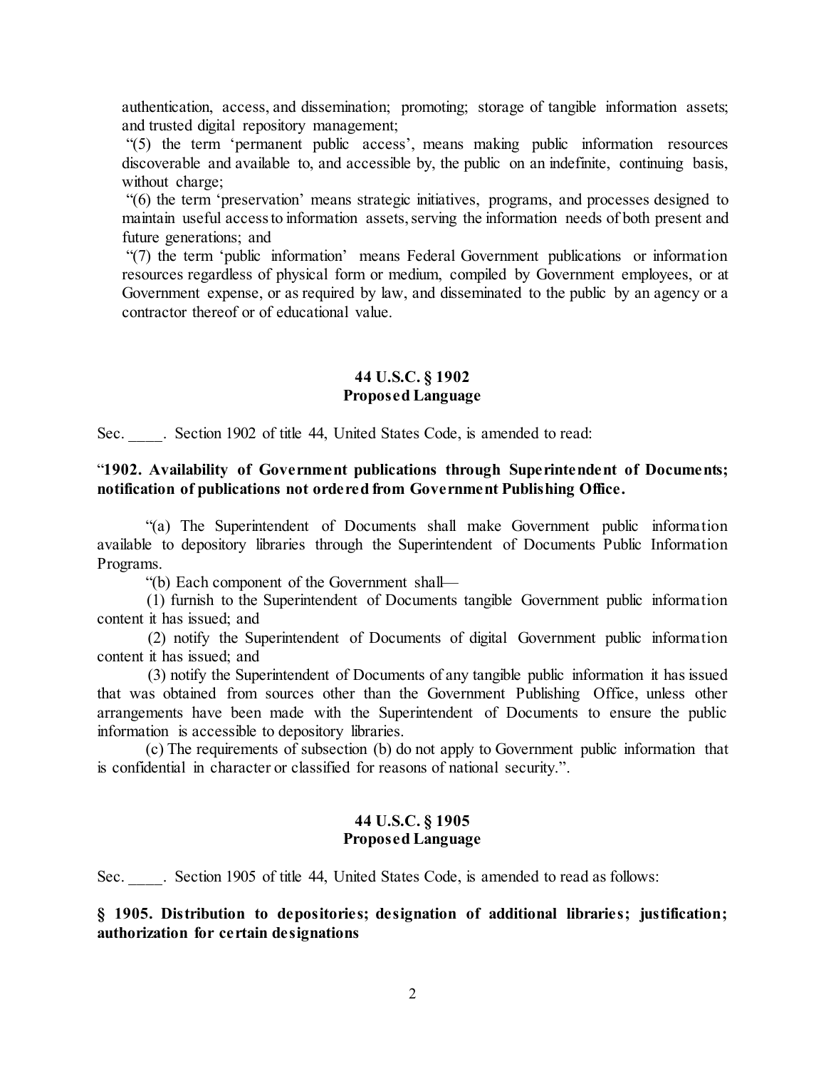authentication, access, and dissemination; promoting; storage of tangible information assets; and trusted digital repository management;

"(5) the term 'permanent public access', means making public information resources discoverable and available to, and accessible by, the public on an indefinite, continuing basis, without charge;

"(6) the term 'preservation' means strategic initiatives, programs, and processes designed to maintain useful access to information assets, serving the information needs of both present and future generations; and

"(7) the term 'public information' means Federal Government publications or information resources regardless of physical form or medium, compiled by Government employees, or at Government expense, or as required by law, and disseminated to the public by an agency or a contractor thereof or of educational value.

### 44 U.S.C. § 1902
### Proposed Language

Sec. ____. Section 1902 of title 44, United States Code, is amended to read:

**"1902. Availability of Government publications through Superintendent of Documents; notification of publications not ordered from Government Publishing Office.**

"(a) The Superintendent of Documents shall make Government public information available to depository libraries through the Superintendent of Documents Public Information Programs.

"(b) Each component of the Government shall—

(1) furnish to the Superintendent of Documents tangible Government public information content it has issued; and

(2) notify the Superintendent of Documents of digital Government public information content it has issued; and

(3) notify the Superintendent of Documents of any tangible public information it has issued that was obtained from sources other than the Government Publishing Office, unless other arrangements have been made with the Superintendent of Documents to ensure the public information is accessible to depository libraries.

(c) The requirements of subsection (b) do not apply to Government public information that is confidential in character or classified for reasons of national security.".

### 44 U.S.C. § 1905
### Proposed Language

Sec. ____. Section 1905 of title 44, United States Code, is amended to read as follows:

**§ 1905. Distribution to depositories; designation of additional libraries; justification; authorization for certain designations**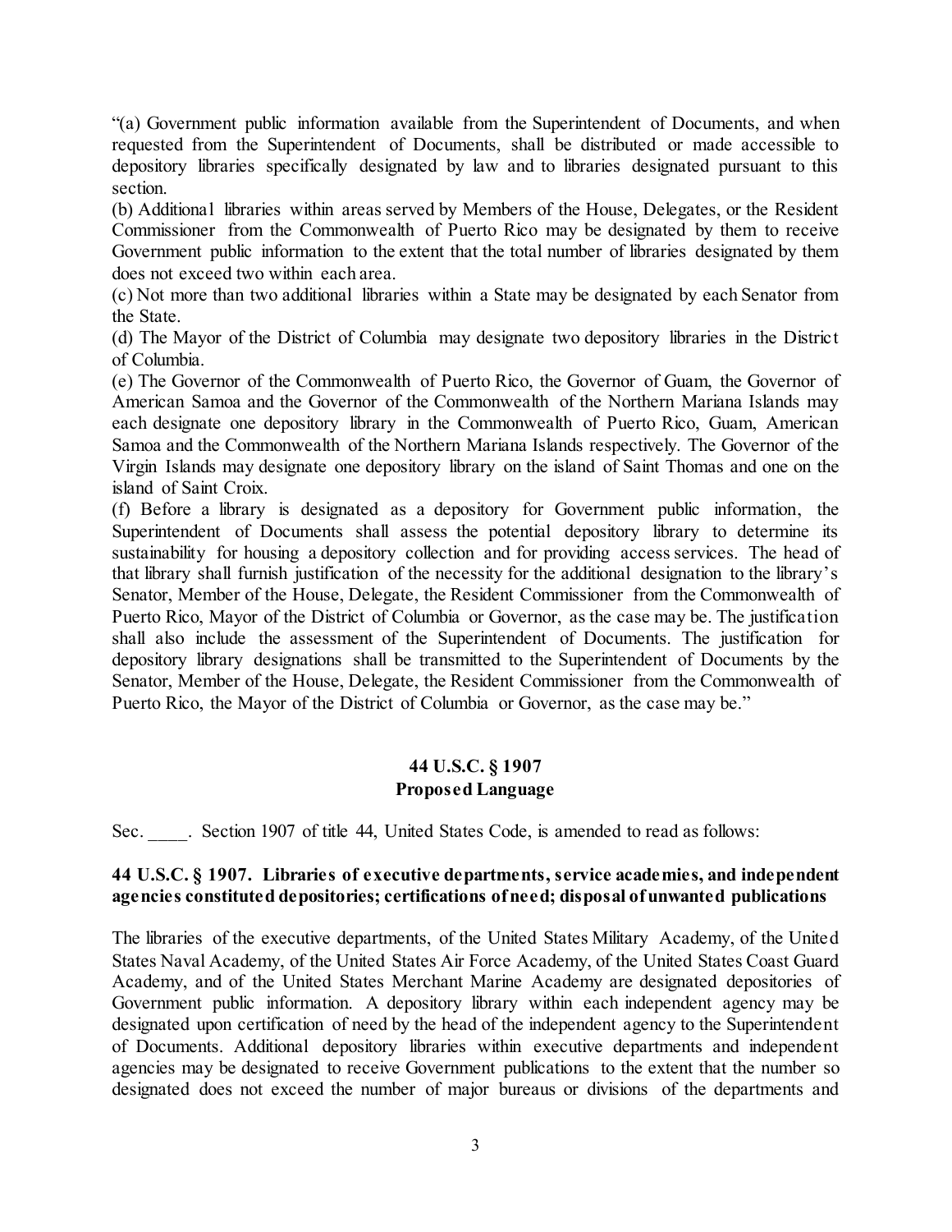"(a) Government public information available from the Superintendent of Documents, and when requested from the Superintendent of Documents, shall be distributed or made accessible to depository libraries specifically designated by law and to libraries designated pursuant to this section.
(b) Additional libraries within areas served by Members of the House, Delegates, or the Resident Commissioner from the Commonwealth of Puerto Rico may be designated by them to receive Government public information to the extent that the total number of libraries designated by them does not exceed two within each area.
(c) Not more than two additional libraries within a State may be designated by each Senator from the State.
(d) The Mayor of the District of Columbia may designate two depository libraries in the District of Columbia.
(e) The Governor of the Commonwealth of Puerto Rico, the Governor of Guam, the Governor of American Samoa and the Governor of the Commonwealth of the Northern Mariana Islands may each designate one depository library in the Commonwealth of Puerto Rico, Guam, American Samoa and the Commonwealth of the Northern Mariana Islands respectively. The Governor of the Virgin Islands may designate one depository library on the island of Saint Thomas and one on the island of Saint Croix.
(f) Before a library is designated as a depository for Government public information, the Superintendent of Documents shall assess the potential depository library to determine its sustainability for housing a depository collection and for providing access services. The head of that library shall furnish justification of the necessity for the additional designation to the library's Senator, Member of the House, Delegate, the Resident Commissioner from the Commonwealth of Puerto Rico, Mayor of the District of Columbia or Governor, as the case may be. The justification shall also include the assessment of the Superintendent of Documents. The justification for depository library designations shall be transmitted to the Superintendent of Documents by the Senator, Member of the House, Delegate, the Resident Commissioner from the Commonwealth of Puerto Rico, the Mayor of the District of Columbia or Governor, as the case may be."

## 44 U.S.C. § 1907
## Proposed Language

Sec. ____. Section 1907 of title 44, United States Code, is amended to read as follows:

### 44 U.S.C. § 1907. Libraries of executive departments, service academies, and independent agencies constituted depositories; certifications of need; disposal of unwanted publications

The libraries of the executive departments, of the United States Military Academy, of the United States Naval Academy, of the United States Air Force Academy, of the United States Coast Guard Academy, and of the United States Merchant Marine Academy are designated depositories of Government public information. A depository library within each independent agency may be designated upon certification of need by the head of the independent agency to the Superintendent of Documents. Additional depository libraries within executive departments and independent agencies may be designated to receive Government publications to the extent that the number so designated does not exceed the number of major bureaus or divisions of the departments and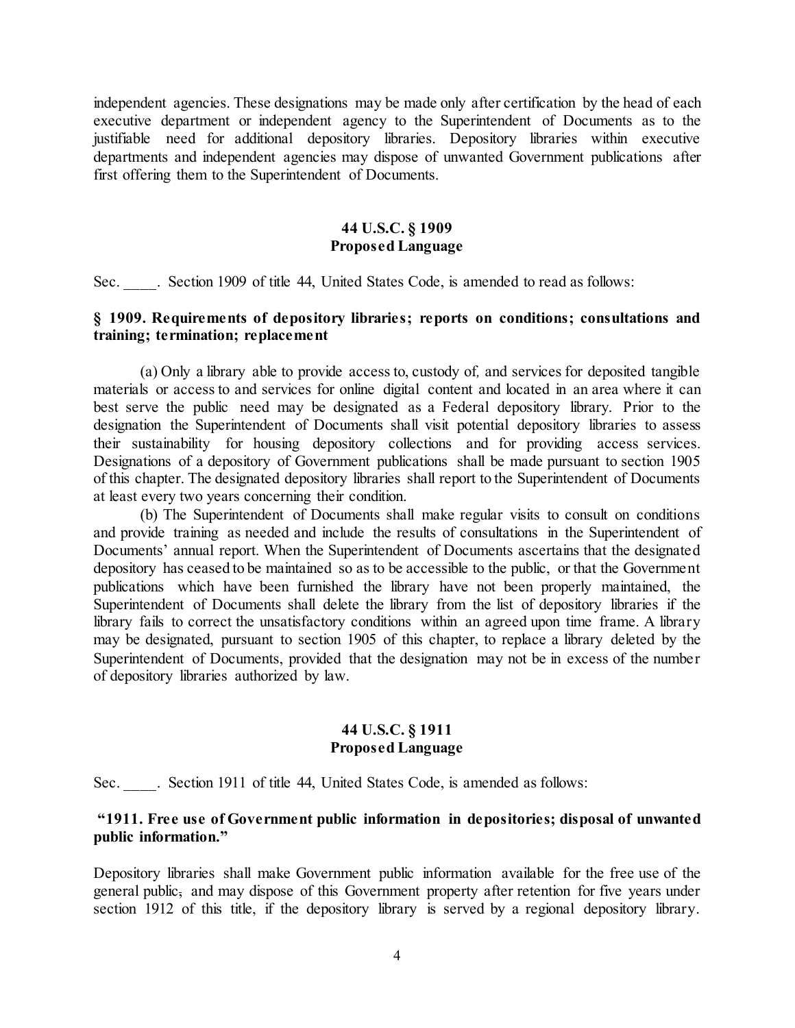independent agencies. These designations may be made only after certification by the head of each executive department or independent agency to the Superintendent of Documents as to the justifiable need for additional depository libraries. Depository libraries within executive departments and independent agencies may dispose of unwanted Government publications after first offering them to the Superintendent of Documents.

**44 U.S.C. § 1909**
**Proposed Language**

Sec. _____. Section 1909 of title 44, United States Code, is amended to read as follows:

**§ 1909. Requirements of depository libraries; reports on conditions; consultations and training; termination; replacement**

(a) Only a library able to provide access to, custody of, and services for deposited tangible materials or access to and services for online digital content and located in an area where it can best serve the public need may be designated as a Federal depository library. Prior to the designation the Superintendent of Documents shall visit potential depository libraries to assess their sustainability for housing depository collections and for providing access services. Designations of a depository of Government publications shall be made pursuant to section 1905 of this chapter. The designated depository libraries shall report to the Superintendent of Documents at least every two years concerning their condition.

(b) The Superintendent of Documents shall make regular visits to consult on conditions and provide training as needed and include the results of consultations in the Superintendent of Documents' annual report. When the Superintendent of Documents ascertains that the designated depository has ceased to be maintained so as to be accessible to the public, or that the Government publications which have been furnished the library have not been properly maintained, the Superintendent of Documents shall delete the library from the list of depository libraries if the library fails to correct the unsatisfactory conditions within an agreed upon time frame. A library may be designated, pursuant to section 1905 of this chapter, to replace a library deleted by the Superintendent of Documents, provided that the designation may not be in excess of the number of depository libraries authorized by law.

**44 U.S.C. § 1911**
**Proposed Language**

Sec. _____. Section 1911 of title 44, United States Code, is amended as follows:

**"1911. Free use of Government public information in depositories; disposal of unwanted public information."**

Depository libraries shall make Government public information available for the free use of the general public~~,~~ and may dispose of this Government property after retention for five years under section 1912 of this title, if the depository library is served by a regional depository library.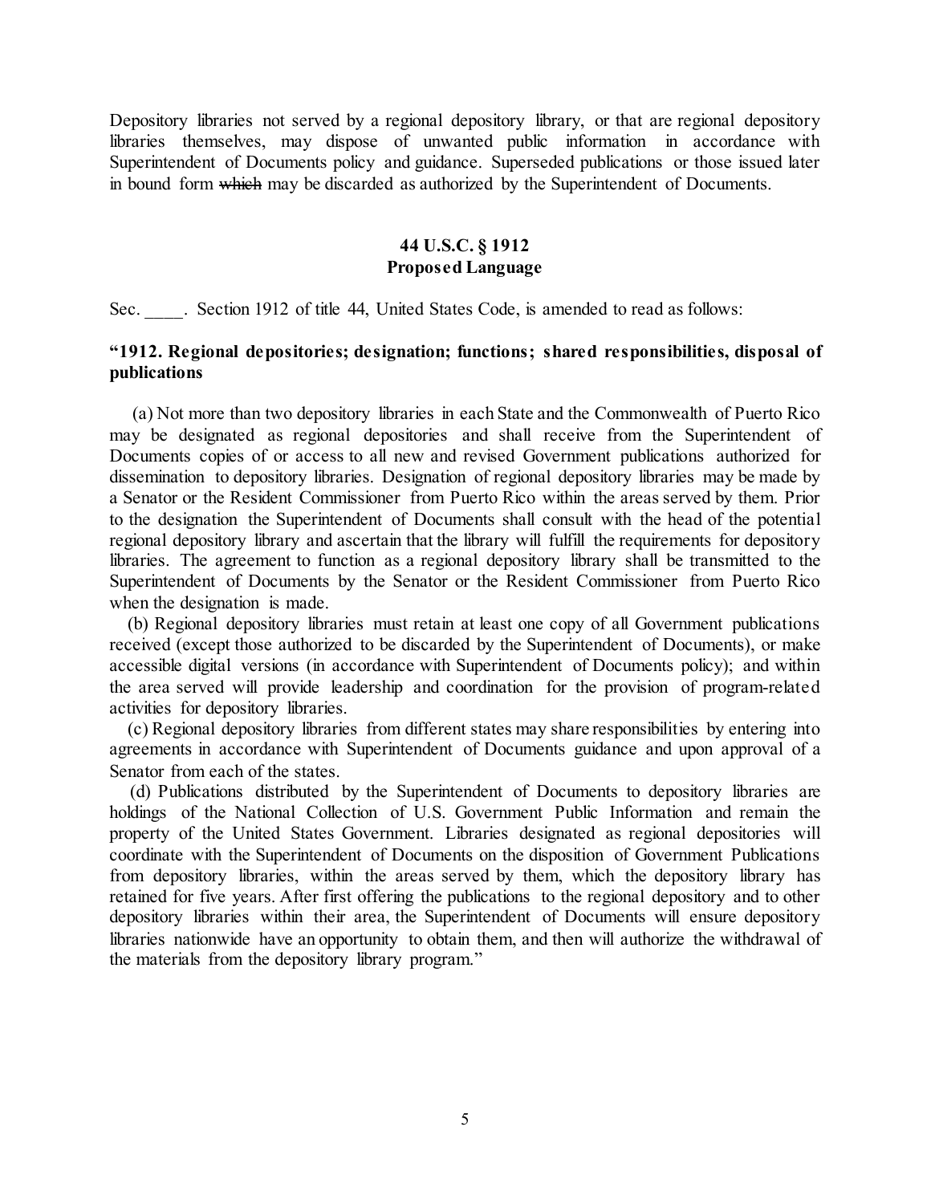Depository libraries not served by a regional depository library, or that are regional depository libraries themselves, may dispose of unwanted public information in accordance with Superintendent of Documents policy and guidance. Superseded publications or those issued later in bound form ~~which~~ may be discarded as authorized by the Superintendent of Documents.

## 44 U.S.C. § 1912
## Proposed Language

Sec. ____. Section 1912 of title 44, United States Code, is amended to read as follows:

**"1912. Regional depositories; designation; functions; shared responsibilities, disposal of publications**

(a) Not more than two depository libraries in each State and the Commonwealth of Puerto Rico may be designated as regional depositories and shall receive from the Superintendent of Documents copies of or access to all new and revised Government publications authorized for dissemination to depository libraries. Designation of regional depository libraries may be made by a Senator or the Resident Commissioner from Puerto Rico within the areas served by them. Prior to the designation the Superintendent of Documents shall consult with the head of the potential regional depository library and ascertain that the library will fulfill the requirements for depository libraries. The agreement to function as a regional depository library shall be transmitted to the Superintendent of Documents by the Senator or the Resident Commissioner from Puerto Rico when the designation is made.

(b) Regional depository libraries must retain at least one copy of all Government publications received (except those authorized to be discarded by the Superintendent of Documents), or make accessible digital versions (in accordance with Superintendent of Documents policy); and within the area served will provide leadership and coordination for the provision of program-related activities for depository libraries.

(c) Regional depository libraries from different states may share responsibilities by entering into agreements in accordance with Superintendent of Documents guidance and upon approval of a Senator from each of the states.

(d) Publications distributed by the Superintendent of Documents to depository libraries are holdings of the National Collection of U.S. Government Public Information and remain the property of the United States Government. Libraries designated as regional depositories will coordinate with the Superintendent of Documents on the disposition of Government Publications from depository libraries, within the areas served by them, which the depository library has retained for five years. After first offering the publications to the regional depository and to other depository libraries within their area, the Superintendent of Documents will ensure depository libraries nationwide have an opportunity to obtain them, and then will authorize the withdrawal of the materials from the depository library program."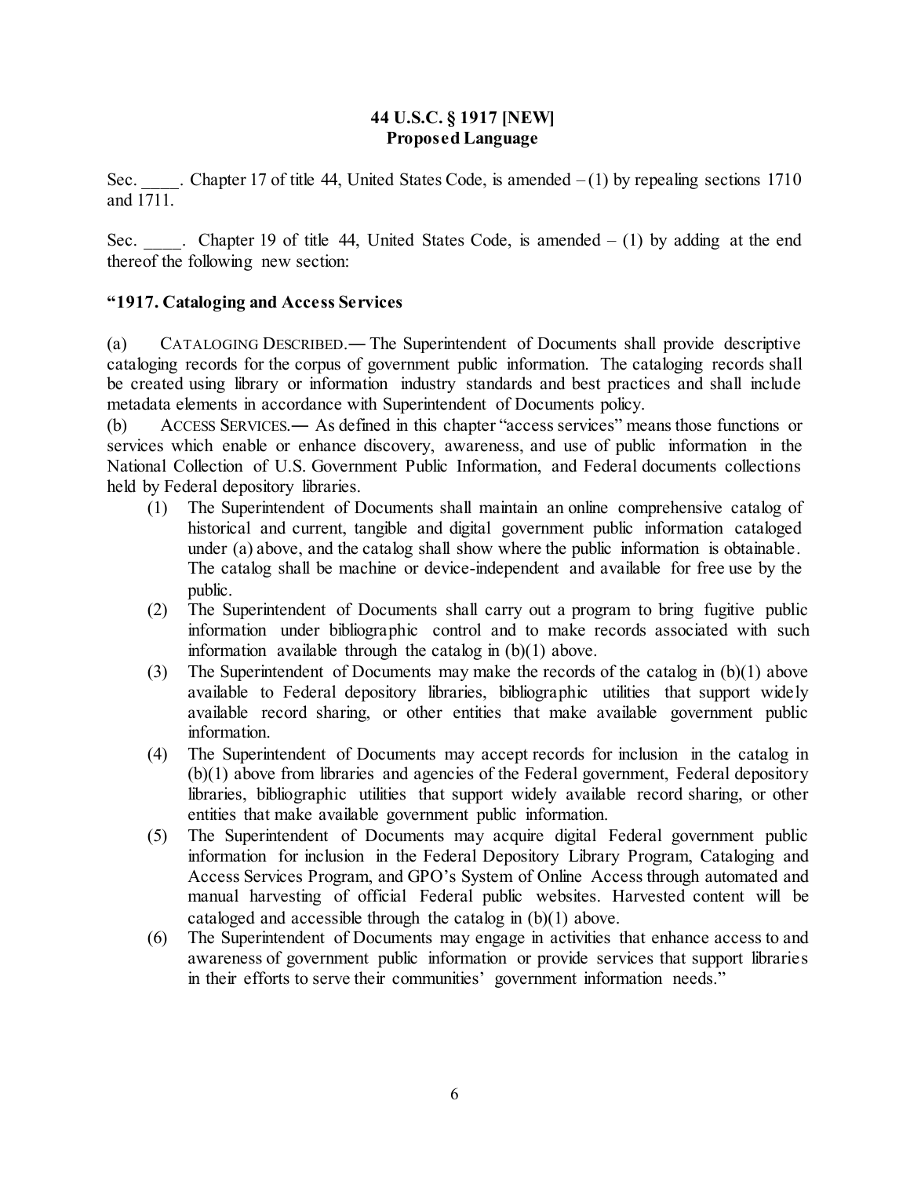**44 U.S.C. § 1917 [NEW]**
**Proposed Language**

Sec. ____. Chapter 17 of title 44, United States Code, is amended – (1) by repealing sections 1710 and 1711.

Sec. ____. Chapter 19 of title 44, United States Code, is amended – (1) by adding at the end thereof the following new section:

**"1917. Cataloging and Access Services**

(a) CATALOGING DESCRIBED.— The Superintendent of Documents shall provide descriptive cataloging records for the corpus of government public information. The cataloging records shall be created using library or information industry standards and best practices and shall include metadata elements in accordance with Superintendent of Documents policy.

(b) ACCESS SERVICES.— As defined in this chapter "access services" means those functions or services which enable or enhance discovery, awareness, and use of public information in the National Collection of U.S. Government Public Information, and Federal documents collections held by Federal depository libraries.

1. The Superintendent of Documents shall maintain an online comprehensive catalog of historical and current, tangible and digital government public information cataloged under (a) above, and the catalog shall show where the public information is obtainable. The catalog shall be machine or device-independent and available for free use by the public.
2. The Superintendent of Documents shall carry out a program to bring fugitive public information under bibliographic control and to make records associated with such information available through the catalog in (b)(1) above.
3. The Superintendent of Documents may make the records of the catalog in (b)(1) above available to Federal depository libraries, bibliographic utilities that support widely available record sharing, or other entities that make available government public information.
4. The Superintendent of Documents may accept records for inclusion in the catalog in (b)(1) above from libraries and agencies of the Federal government, Federal depository libraries, bibliographic utilities that support widely available record sharing, or other entities that make available government public information.
5. The Superintendent of Documents may acquire digital Federal government public information for inclusion in the Federal Depository Library Program, Cataloging and Access Services Program, and GPO's System of Online Access through automated and manual harvesting of official Federal public websites. Harvested content will be cataloged and accessible through the catalog in (b)(1) above.
6. The Superintendent of Documents may engage in activities that enhance access to and awareness of government public information or provide services that support libraries in their efforts to serve their communities' government information needs."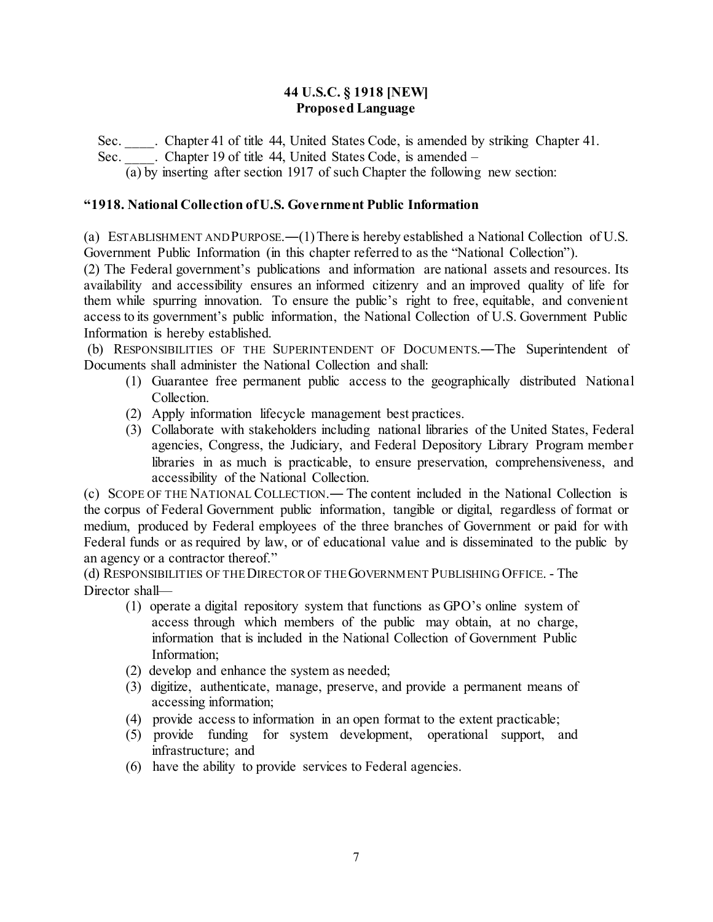**44 U.S.C. § 1918 [NEW]**
**Proposed Language**

Sec. ____. Chapter 41 of title 44, United States Code, is amended by striking Chapter 41.

Sec. ____. Chapter 19 of title 44, United States Code, is amended –

(a) by inserting after section 1917 of such Chapter the following new section:

**"1918. National Collection of U.S. Government Public Information**

(a) ESTABLISHMENT AND PURPOSE.—(1) There is hereby established a National Collection of U.S. Government Public Information (in this chapter referred to as the "National Collection").

(2) The Federal government's publications and information are national assets and resources. Its availability and accessibility ensures an informed citizenry and an improved quality of life for them while spurring innovation. To ensure the public's right to free, equitable, and convenient access to its government's public information, the National Collection of U.S. Government Public Information is hereby established.

(b) RESPONSIBILITIES OF THE SUPERINTENDENT OF DOCUMENTS.—The Superintendent of Documents shall administer the National Collection and shall:

(1) Guarantee free permanent public access to the geographically distributed National Collection.
(2) Apply information lifecycle management best practices.
(3) Collaborate with stakeholders including national libraries of the United States, Federal agencies, Congress, the Judiciary, and Federal Depository Library Program member libraries in as much is practicable, to ensure preservation, comprehensiveness, and accessibility of the National Collection.

(c) SCOPE OF THE NATIONAL COLLECTION.— The content included in the National Collection is the corpus of Federal Government public information, tangible or digital, regardless of format or medium, produced by Federal employees of the three branches of Government or paid for with Federal funds or as required by law, or of educational value and is disseminated to the public by an agency or a contractor thereof."

(d) RESPONSIBILITIES OF THE DIRECTOR OF THE GOVERNMENT PUBLISHING OFFICE. - The Director shall—

(1) operate a digital repository system that functions as GPO's online system of access through which members of the public may obtain, at no charge, information that is included in the National Collection of Government Public Information;
(2) develop and enhance the system as needed;
(3) digitize, authenticate, manage, preserve, and provide a permanent means of accessing information;
(4) provide access to information in an open format to the extent practicable;
(5) provide funding for system development, operational support, and infrastructure; and
(6) have the ability to provide services to Federal agencies.